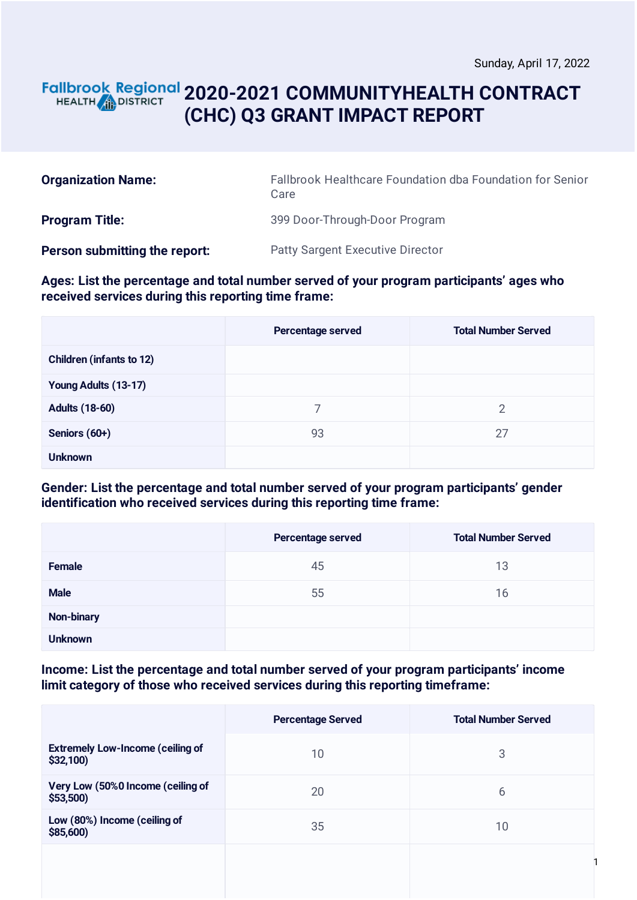Sunday, April 17, 2022

Fallbrook Regional HEALTH DISTRICT

# 2020-2021 COMMUNITYHEALTH CONTRACT (CHC) Q3 GRANT IMPACT REPORT

| | |
|---|---|
| **Organization Name:** | Fallbrook Healthcare Foundation dba Foundation for Senior Care |
| **Program Title:** | 399 Door-Through-Door Program |
| **Person submitting the report:** | Patty Sargent Executive Director |

**Ages: List the percentage and total number served of your program participants' ages who received services during this reporting time frame:**

| | Percentage served | Total Number Served |
|---|---|---|
| Children (infants to 12) | | |
| Young Adults (13-17) | | |
| Adults (18-60) | 7 | 2 |
| Seniors (60+) | 93 | 27 |
| Unknown | | |

**Gender: List the percentage and total number served of your program participants' gender identification who received services during this reporting time frame:**

| | Percentage served | Total Number Served |
|---|---|---|
| Female | 45 | 13 |
| Male | 55 | 16 |
| Non-binary | | |
| Unknown | | |

**Income: List the percentage and total number served of your program participants' income limit category of those who received services during this reporting timeframe:**

| | Percentage Served | Total Number Served |
|---|---|---|
| Extremely Low-Income (ceiling of $32,100) | 10 | 3 |
| Very Low (50%0 Income (ceiling of $53,500) | 20 | 6 |
| Low (80%) Income (ceiling of $85,600) | 35 | 10 |
| | | |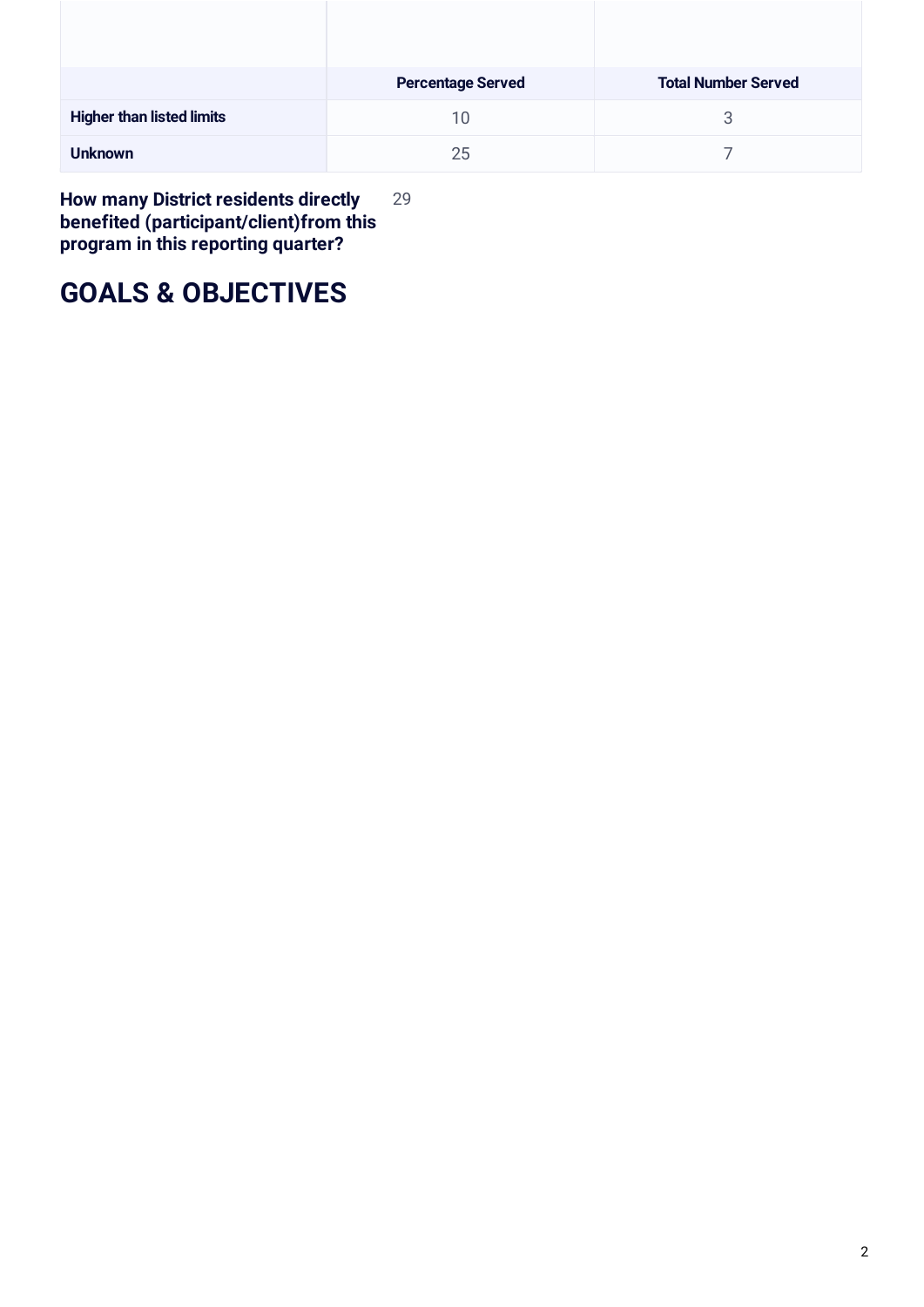| | Percentage Served | Total Number Served |
|---|---|---|
| **Higher than listed limits** | 10 | 3 |
| **Unknown** | 25 | 7 |

**How many District residents directly benefited (participant/client)from this program in this reporting quarter?** 29

## GOALS & OBJECTIVES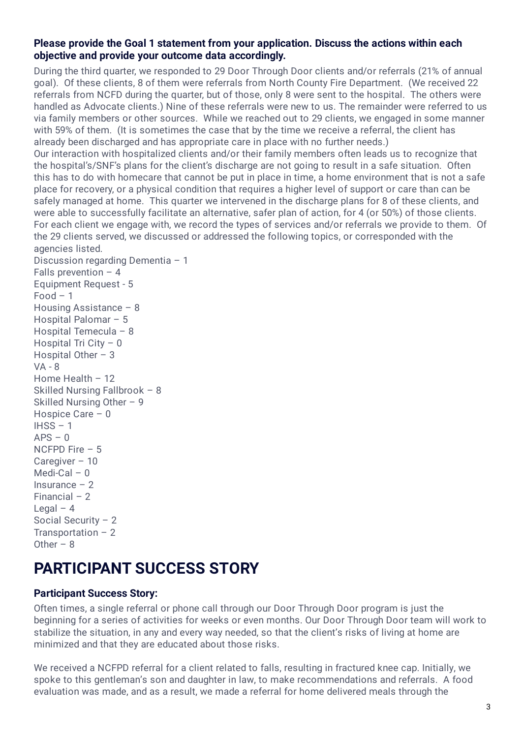**Please provide the Goal 1 statement from your application. Discuss the actions within each objective and provide your outcome data accordingly.**

During the third quarter, we responded to 29 Door Through Door clients and/or referrals (21% of annual goal). Of these clients, 8 of them were referrals from North County Fire Department. (We received 22 referrals from NCFD during the quarter, but of those, only 8 were sent to the hospital. The others were handled as Advocate clients.) Nine of these referrals were new to us. The remainder were referred to us via family members or other sources. While we reached out to 29 clients, we engaged in some manner with 59% of them. (It is sometimes the case that by the time we receive a referral, the client has already been discharged and has appropriate care in place with no further needs.)

Our interaction with hospitalized clients and/or their family members often leads us to recognize that the hospital's/SNF's plans for the client's discharge are not going to result in a safe situation. Often this has to do with homecare that cannot be put in place in time, a home environment that is not a safe place for recovery, or a physical condition that requires a higher level of support or care than can be safely managed at home. This quarter we intervened in the discharge plans for 8 of these clients, and were able to successfully facilitate an alternative, safer plan of action, for 4 (or 50%) of those clients.

For each client we engage with, we record the types of services and/or referrals we provide to them. Of the 29 clients served, we discussed or addressed the following topics, or corresponded with the agencies listed.

Discussion regarding Dementia – 1
Falls prevention – 4
Equipment Request - 5
Food – 1
Housing Assistance – 8
Hospital Palomar – 5
Hospital Temecula – 8
Hospital Tri City – 0
Hospital Other – 3
VA - 8
Home Health – 12
Skilled Nursing Fallbrook – 8
Skilled Nursing Other – 9
Hospice Care – 0
IHSS – 1
APS – 0
NCFPD Fire – 5
Caregiver – 10
Medi-Cal – 0
Insurance – 2
Financial – 2
Legal – 4
Social Security – 2
Transportation – 2
Other – 8

# PARTICIPANT SUCCESS STORY

**Participant Success Story:**

Often times, a single referral or phone call through our Door Through Door program is just the beginning for a series of activities for weeks or even months. Our Door Through Door team will work to stabilize the situation, in any and every way needed, so that the client's risks of living at home are minimized and that they are educated about those risks.

We received a NCFPD referral for a client related to falls, resulting in fractured knee cap. Initially, we spoke to this gentleman's son and daughter in law, to make recommendations and referrals. A food evaluation was made, and as a result, we made a referral for home delivered meals through the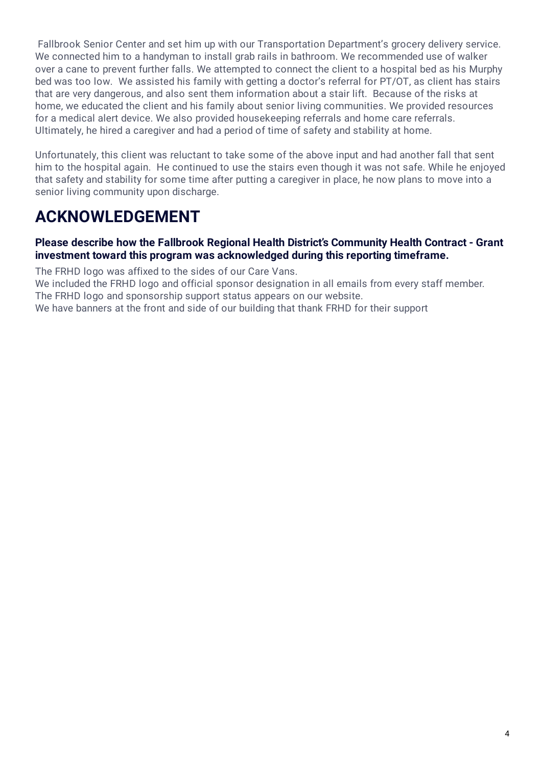Fallbrook Senior Center and set him up with our Transportation Department's grocery delivery service. We connected him to a handyman to install grab rails in bathroom. We recommended use of walker over a cane to prevent further falls. We attempted to connect the client to a hospital bed as his Murphy bed was too low. We assisted his family with getting a doctor's referral for PT/OT, as client has stairs that are very dangerous, and also sent them information about a stair lift. Because of the risks at home, we educated the client and his family about senior living communities. We provided resources for a medical alert device. We also provided housekeeping referrals and home care referrals. Ultimately, he hired a caregiver and had a period of time of safety and stability at home.

Unfortunately, this client was reluctant to take some of the above input and had another fall that sent him to the hospital again. He continued to use the stairs even though it was not safe. While he enjoyed that safety and stability for some time after putting a caregiver in place, he now plans to move into a senior living community upon discharge.

# ACKNOWLEDGEMENT

**Please describe how the Fallbrook Regional Health District's Community Health Contract - Grant investment toward this program was acknowledged during this reporting timeframe.**

The FRHD logo was affixed to the sides of our Care Vans.
We included the FRHD logo and official sponsor designation in all emails from every staff member.
The FRHD logo and sponsorship support status appears on our website.
We have banners at the front and side of our building that thank FRHD for their support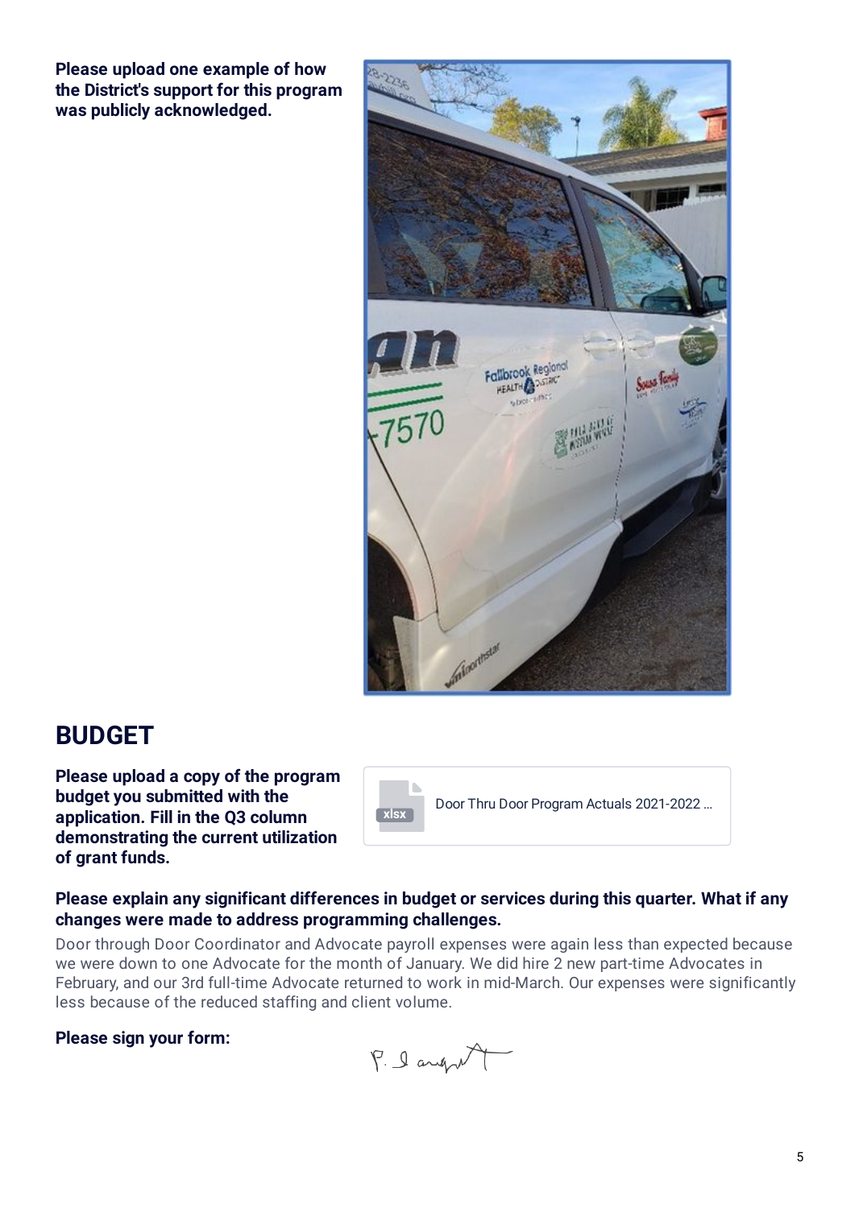**Please upload one example of how the District's support for this program was publicly acknowledged.**

## BUDGET

**Please upload a copy of the program budget you submitted with the application. Fill in the Q3 column demonstrating the current utilization of grant funds.**

xlsx Door Thru Door Program Actuals 2021-2022 ...

**Please explain any significant differences in budget or services during this quarter. What if any changes were made to address programming challenges.**

Door through Door Coordinator and Advocate payroll expenses were again less than expected because we were down to one Advocate for the month of January. We did hire 2 new part-time Advocates in February, and our 3rd full-time Advocate returned to work in mid-March. Our expenses were significantly less because of the reduced staffing and client volume.

**Please sign your form:**